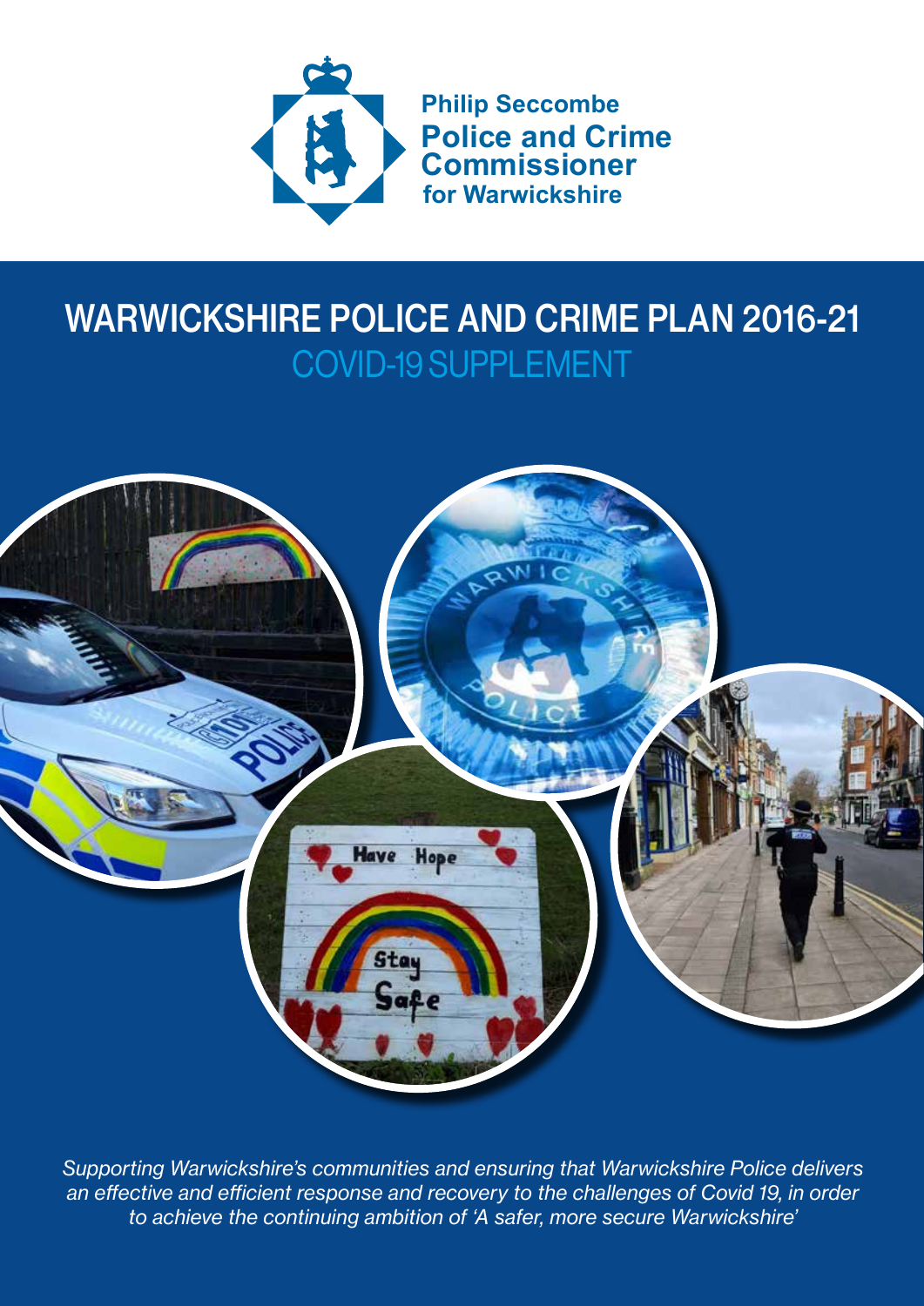**Philip Seccombe**
**Police and Crime Commissioner**
**for Warwickshire**

# WARWICKSHIRE POLICE AND CRIME PLAN 2016-21

## COVID-19 SUPPLEMENT

*Supporting Warwickshire's communities and ensuring that Warwickshire Police delivers an effective and efficient response and recovery to the challenges of Covid 19, in order to achieve the continuing ambition of 'A safer, more secure Warwickshire'*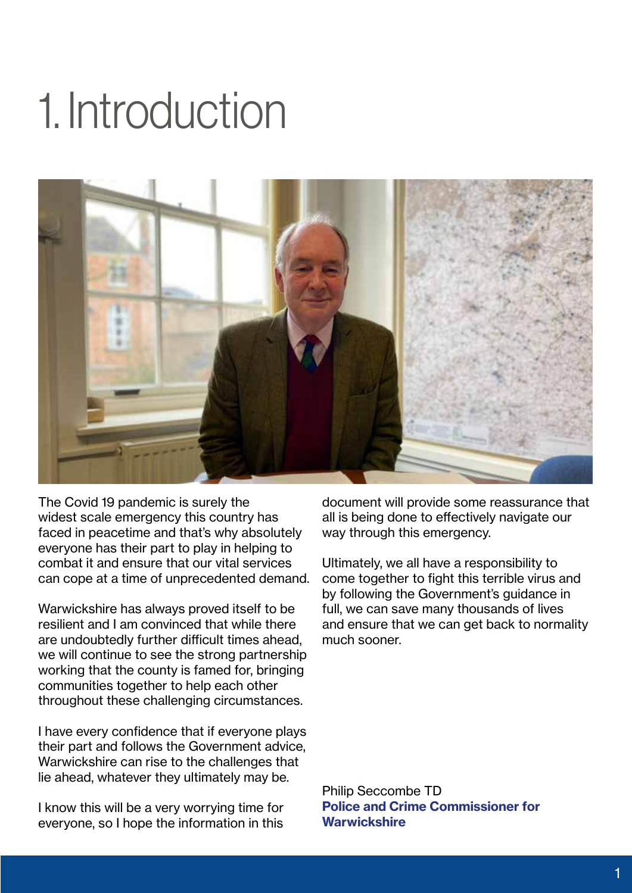# 1. Introduction

The Covid 19 pandemic is surely the widest scale emergency this country has faced in peacetime and that's why absolutely everyone has their part to play in helping to combat it and ensure that our vital services can cope at a time of unprecedented demand.

Warwickshire has always proved itself to be resilient and I am convinced that while there are undoubtedly further difficult times ahead, we will continue to see the strong partnership working that the county is famed for, bringing communities together to help each other throughout these challenging circumstances.

I have every confidence that if everyone plays their part and follows the Government advice, Warwickshire can rise to the challenges that lie ahead, whatever they ultimately may be.

I know this will be a very worrying time for everyone, so I hope the information in this document will provide some reassurance that all is being done to effectively navigate our way through this emergency.

Ultimately, we all have a responsibility to come together to fight this terrible virus and by following the Government's guidance in full, we can save many thousands of lives and ensure that we can get back to normality much sooner.

Philip Seccombe TD
**Police and Crime Commissioner for Warwickshire**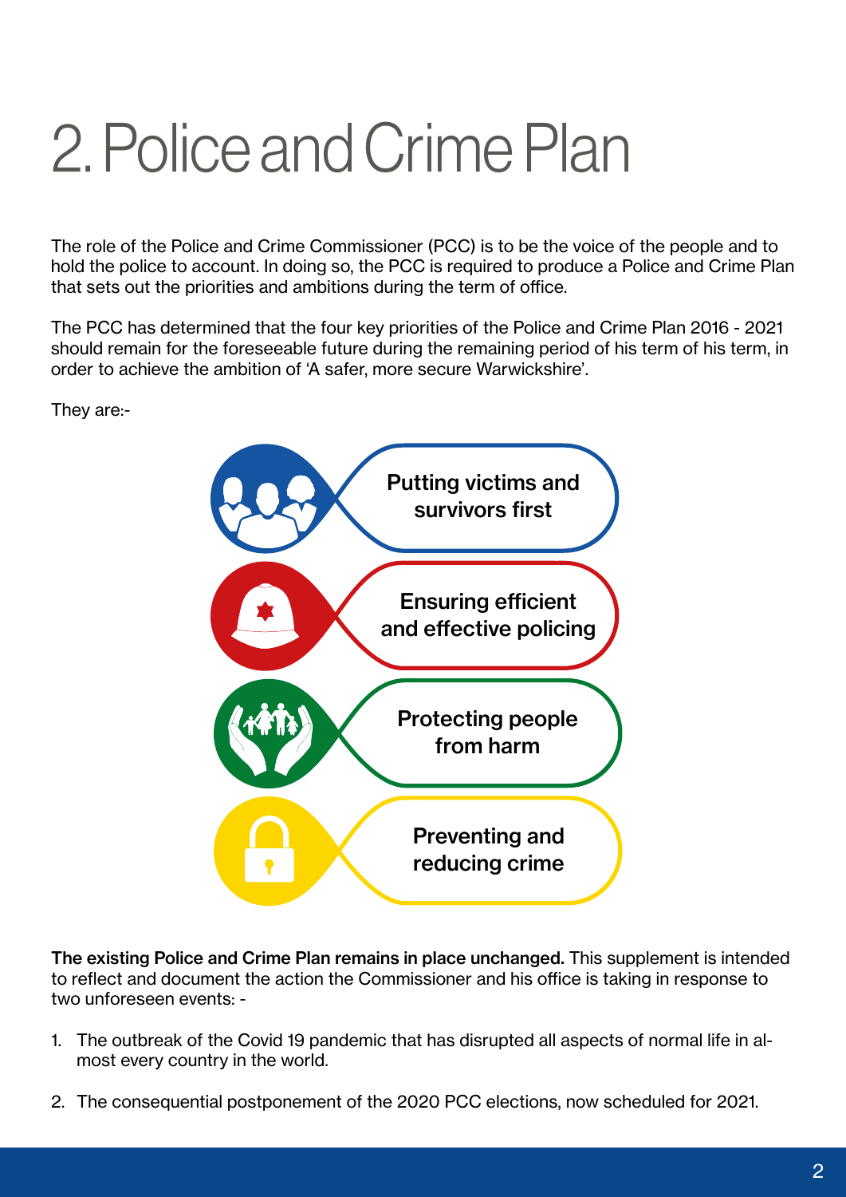# 2. Police and Crime Plan

The role of the Police and Crime Commissioner (PCC) is to be the voice of the people and to hold the police to account. In doing so, the PCC is required to produce a Police and Crime Plan that sets out the priorities and ambitions during the term of office.

The PCC has determined that the four key priorities of the Police and Crime Plan 2016 - 2021 should remain for the foreseeable future during the remaining period of his term of his term, in order to achieve the ambition of 'A safer, more secure Warwickshire'.

They are:-

- Putting victims and survivors first
- Ensuring efficient and effective policing
- Protecting people from harm
- Preventing and reducing crime

**The existing Police and Crime Plan remains in place unchanged.** This supplement is intended to reflect and document the action the Commissioner and his office is taking in response to two unforeseen events: -

1. The outbreak of the Covid 19 pandemic that has disrupted all aspects of normal life in almost every country in the world.
2. The consequential postponement of the 2020 PCC elections, now scheduled for 2021.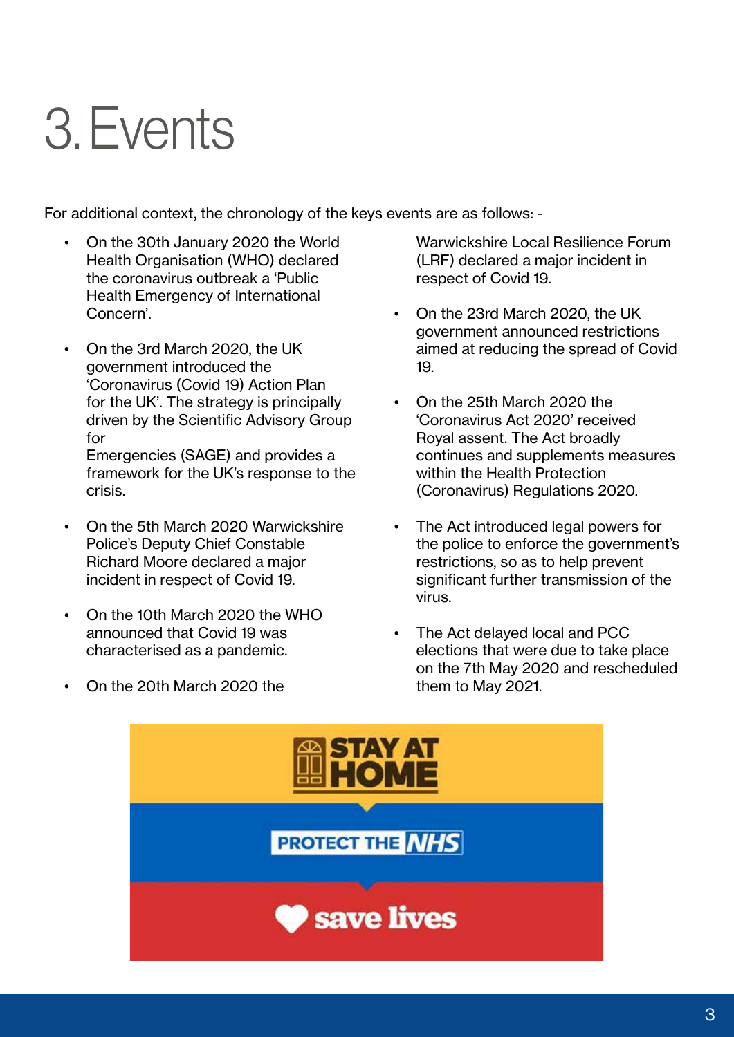# 3. Events

For additional context, the chronology of the keys events are as follows: -

- On the 30th January 2020 the World Health Organisation (WHO) declared the coronavirus outbreak a 'Public Health Emergency of International Concern'.
- On the 3rd March 2020, the UK government introduced the 'Coronavirus (Covid 19) Action Plan for the UK'. The strategy is principally driven by the Scientific Advisory Group for Emergencies (SAGE) and provides a framework for the UK's response to the crisis.
- On the 5th March 2020 Warwickshire Police's Deputy Chief Constable Richard Moore declared a major incident in respect of Covid 19.
- On the 10th March 2020 the WHO announced that Covid 19 was characterised as a pandemic.
- On the 20th March 2020 the Warwickshire Local Resilience Forum (LRF) declared a major incident in respect of Covid 19.
- On the 23rd March 2020, the UK government announced restrictions aimed at reducing the spread of Covid 19.
- On the 25th March 2020 the 'Coronavirus Act 2020' received Royal assent. The Act broadly continues and supplements measures within the Health Protection (Coronavirus) Regulations 2020.
- The Act introduced legal powers for the police to enforce the government's restrictions, so as to help prevent significant further transmission of the virus.
- The Act delayed local and PCC elections that were due to take place on the 7th May 2020 and rescheduled them to May 2021.

STAY AT HOME

PROTECT THE NHS

save lives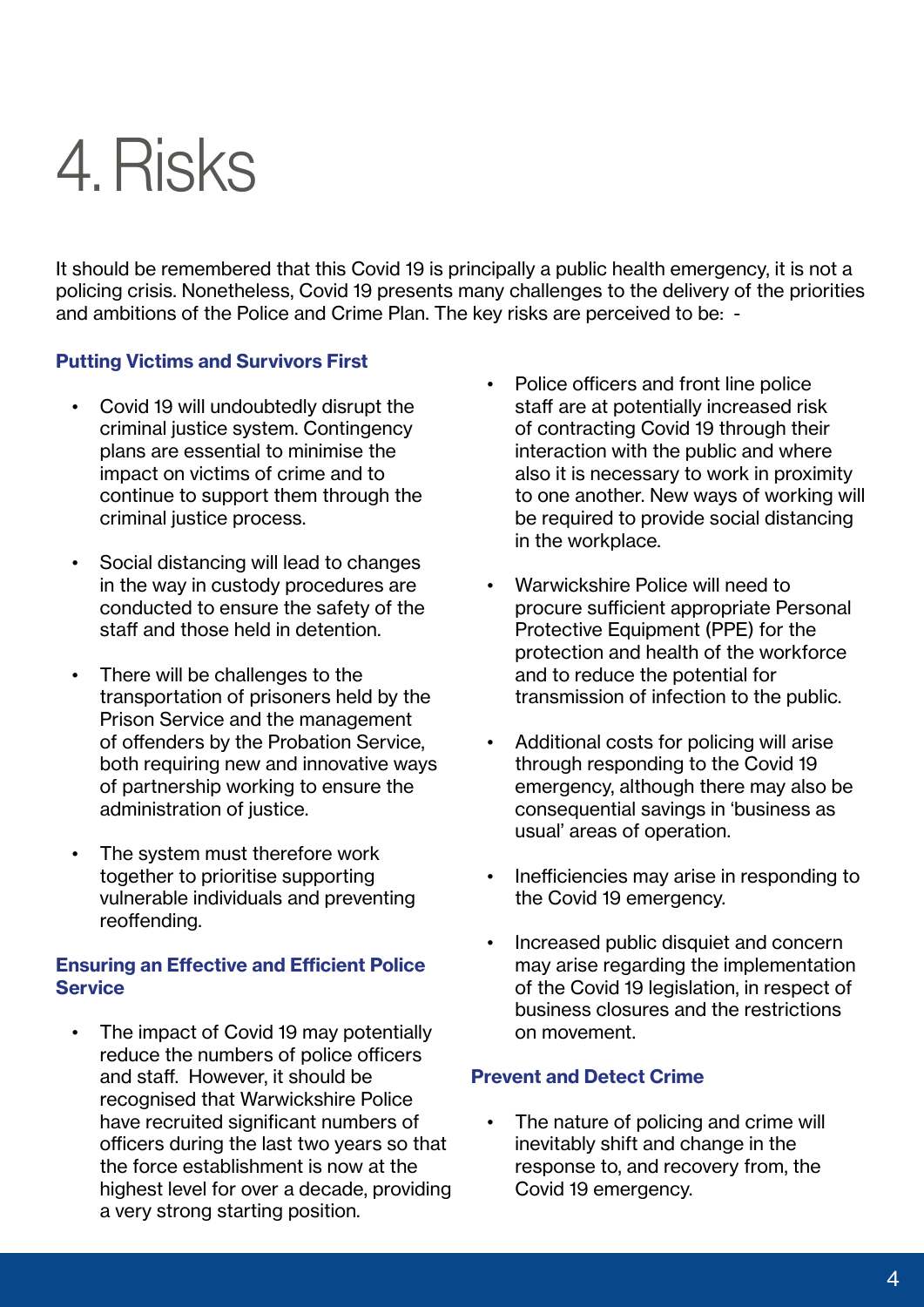# 4. Risks

It should be remembered that this Covid 19 is principally a public health emergency, it is not a policing crisis. Nonetheless, Covid 19 presents many challenges to the delivery of the priorities and ambitions of the Police and Crime Plan. The key risks are perceived to be: -

### Putting Victims and Survivors First

- Covid 19 will undoubtedly disrupt the criminal justice system. Contingency plans are essential to minimise the impact on victims of crime and to continue to support them through the criminal justice process.
- Social distancing will lead to changes in the way in custody procedures are conducted to ensure the safety of the staff and those held in detention.
- There will be challenges to the transportation of prisoners held by the Prison Service and the management of offenders by the Probation Service, both requiring new and innovative ways of partnership working to ensure the administration of justice.
- The system must therefore work together to prioritise supporting vulnerable individuals and preventing reoffending.

### Ensuring an Effective and Efficient Police Service

- The impact of Covid 19 may potentially reduce the numbers of police officers and staff. However, it should be recognised that Warwickshire Police have recruited significant numbers of officers during the last two years so that the force establishment is now at the highest level for over a decade, providing a very strong starting position.
- Police officers and front line police staff are at potentially increased risk of contracting Covid 19 through their interaction with the public and where also it is necessary to work in proximity to one another. New ways of working will be required to provide social distancing in the workplace.
- Warwickshire Police will need to procure sufficient appropriate Personal Protective Equipment (PPE) for the protection and health of the workforce and to reduce the potential for transmission of infection to the public.
- Additional costs for policing will arise through responding to the Covid 19 emergency, although there may also be consequential savings in 'business as usual' areas of operation.
- Inefficiencies may arise in responding to the Covid 19 emergency.
- Increased public disquiet and concern may arise regarding the implementation of the Covid 19 legislation, in respect of business closures and the restrictions on movement.

### Prevent and Detect Crime

- The nature of policing and crime will inevitably shift and change in the response to, and recovery from, the Covid 19 emergency.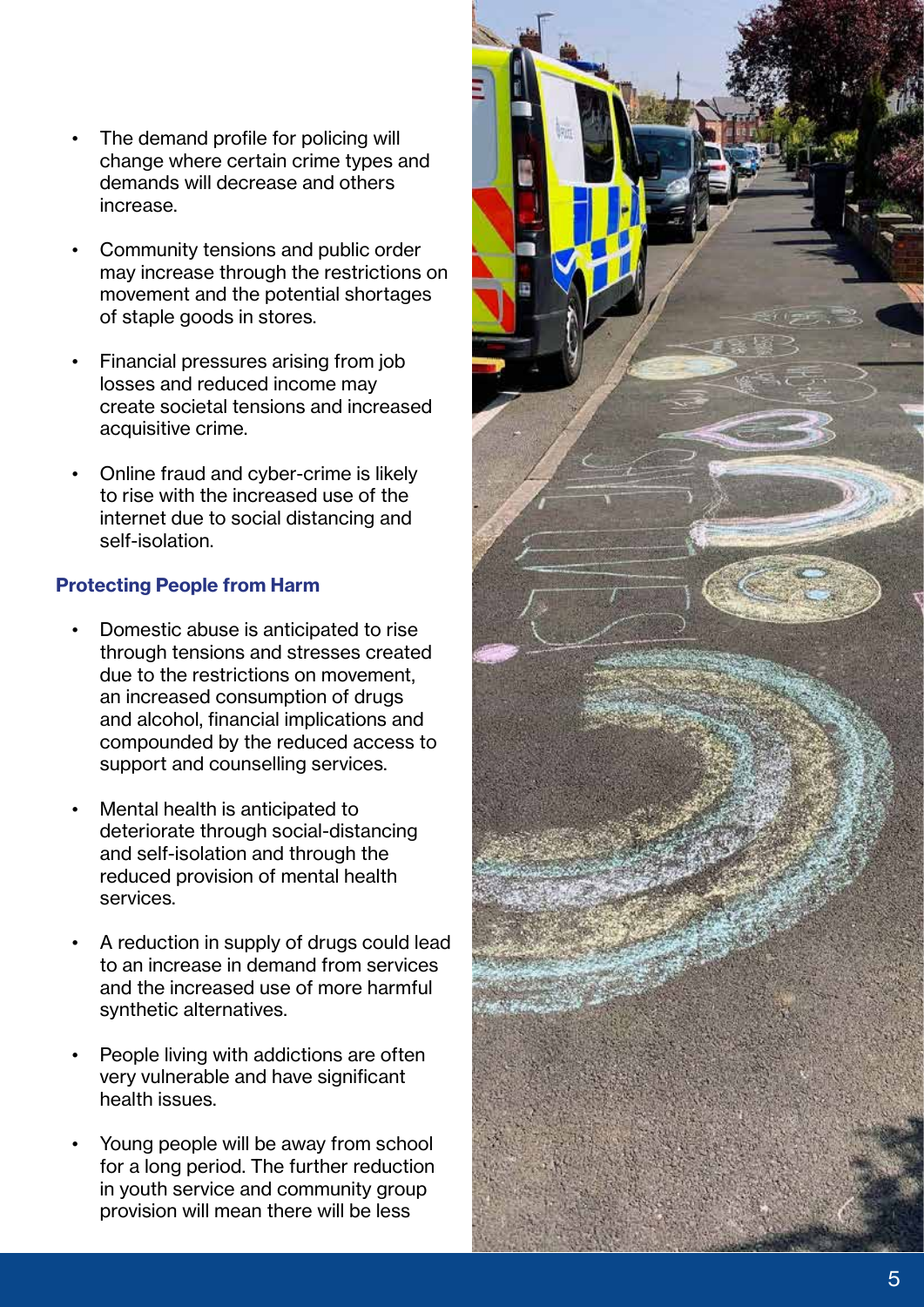- The demand profile for policing will change where certain crime types and demands will decrease and others increase.
- Community tensions and public order may increase through the restrictions on movement and the potential shortages of staple goods in stores.
- Financial pressures arising from job losses and reduced income may create societal tensions and increased acquisitive crime.
- Online fraud and cyber-crime is likely to rise with the increased use of the internet due to social distancing and self-isolation.

### Protecting People from Harm

- Domestic abuse is anticipated to rise through tensions and stresses created due to the restrictions on movement, an increased consumption of drugs and alcohol, financial implications and compounded by the reduced access to support and counselling services.
- Mental health is anticipated to deteriorate through social-distancing and self-isolation and through the reduced provision of mental health services.
- A reduction in supply of drugs could lead to an increase in demand from services and the increased use of more harmful synthetic alternatives.
- People living with addictions are often very vulnerable and have significant health issues.
- Young people will be away from school for a long period. The further reduction in youth service and community group provision will mean there will be less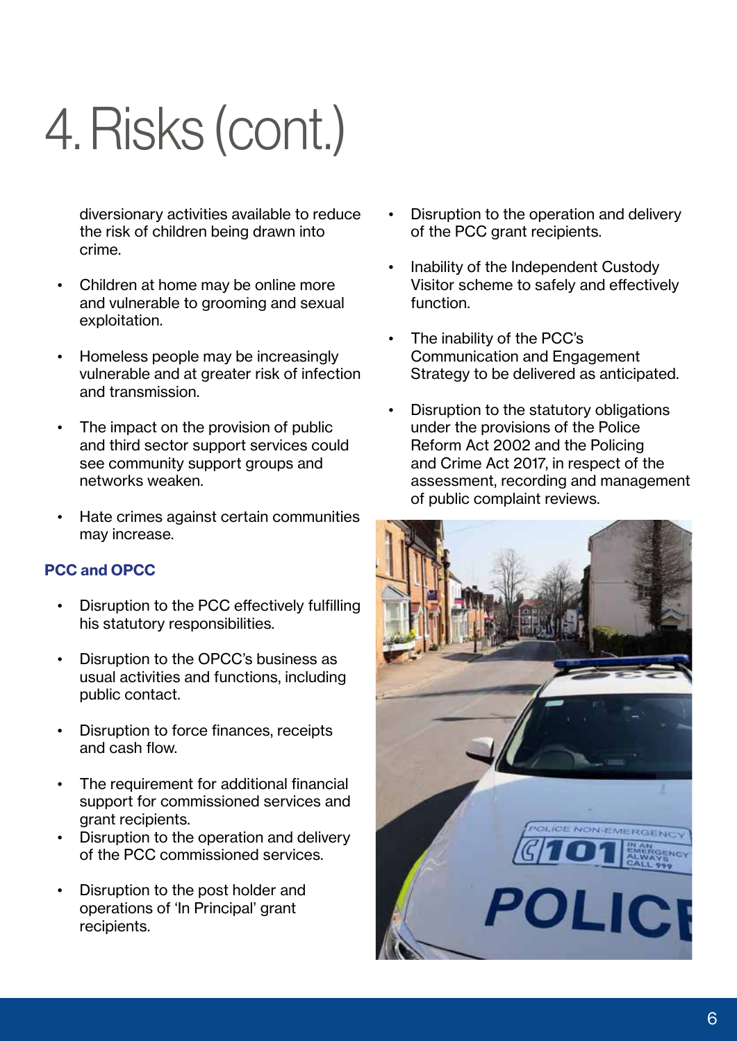# 4. Risks (cont.)

diversionary activities available to reduce the risk of children being drawn into crime.

- Children at home may be online more and vulnerable to grooming and sexual exploitation.
- Homeless people may be increasingly vulnerable and at greater risk of infection and transmission.
- The impact on the provision of public and third sector support services could see community support groups and networks weaken.
- Hate crimes against certain communities may increase.

**PCC and OPCC**

- Disruption to the PCC effectively fulfilling his statutory responsibilities.
- Disruption to the OPCC's business as usual activities and functions, including public contact.
- Disruption to force finances, receipts and cash flow.
- The requirement for additional financial support for commissioned services and grant recipients.
- Disruption to the operation and delivery of the PCC commissioned services.
- Disruption to the post holder and operations of 'In Principal' grant recipients.
- Disruption to the operation and delivery of the PCC grant recipients.
- Inability of the Independent Custody Visitor scheme to safely and effectively function.
- The inability of the PCC's Communication and Engagement Strategy to be delivered as anticipated.
- Disruption to the statutory obligations under the provisions of the Police Reform Act 2002 and the Policing and Crime Act 2017, in respect of the assessment, recording and management of public complaint reviews.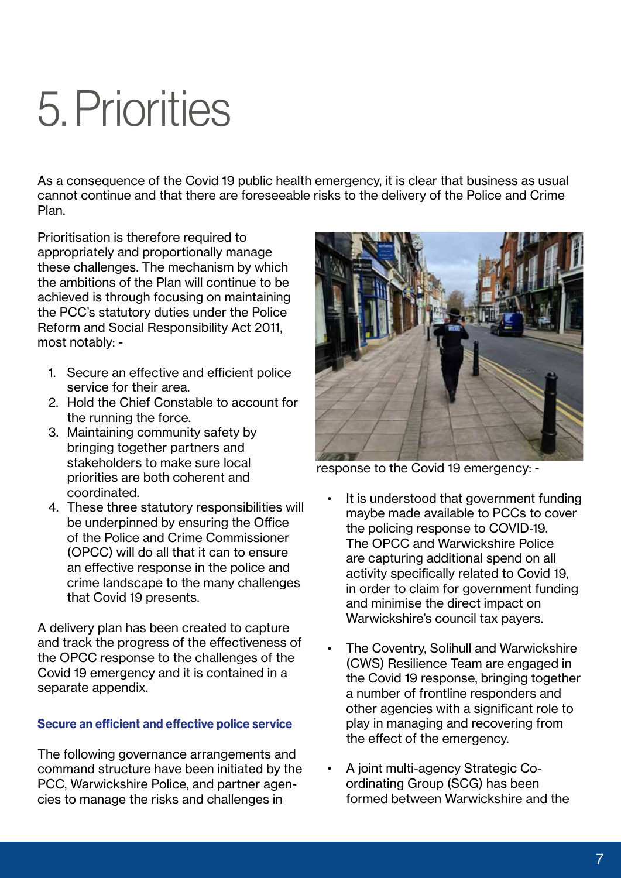# 5. Priorities

As a consequence of the Covid 19 public health emergency, it is clear that business as usual cannot continue and that there are foreseeable risks to the delivery of the Police and Crime Plan.

Prioritisation is therefore required to appropriately and proportionally manage these challenges. The mechanism by which the ambitions of the Plan will continue to be achieved is through focusing on maintaining the PCC's statutory duties under the Police Reform and Social Responsibility Act 2011, most notably: -

1. Secure an effective and efficient police service for their area.
2. Hold the Chief Constable to account for the running the force.
3. Maintaining community safety by bringing together partners and stakeholders to make sure local priorities are both coherent and coordinated.
4. These three statutory responsibilities will be underpinned by ensuring the Office of the Police and Crime Commissioner (OPCC) will do all that it can to ensure an effective response in the police and crime landscape to the many challenges that Covid 19 presents.

A delivery plan has been created to capture and track the progress of the effectiveness of the OPCC response to the challenges of the Covid 19 emergency and it is contained in a separate appendix.

### Secure an efficient and effective police service

The following governance arrangements and command structure have been initiated by the PCC, Warwickshire Police, and partner agencies to manage the risks and challenges in response to the Covid 19 emergency: -

- It is understood that government funding maybe made available to PCCs to cover the policing response to COVID-19. The OPCC and Warwickshire Police are capturing additional spend on all activity specifically related to Covid 19, in order to claim for government funding and minimise the direct impact on Warwickshire's council tax payers.
- The Coventry, Solihull and Warwickshire (CWS) Resilience Team are engaged in the Covid 19 response, bringing together a number of frontline responders and other agencies with a significant role to play in managing and recovering from the effect of the emergency.
- A joint multi-agency Strategic Co-ordinating Group (SCG) has been formed between Warwickshire and the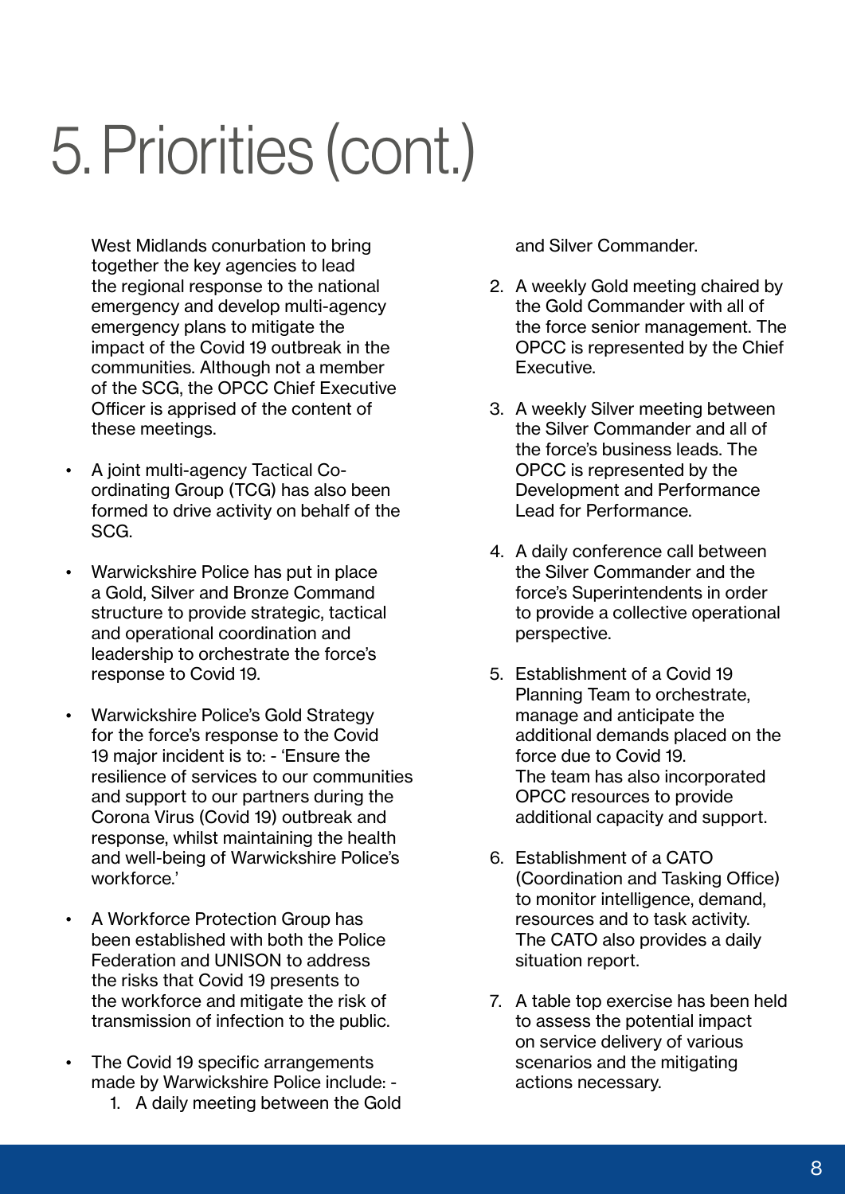# 5. Priorities (cont.)

West Midlands conurbation to bring together the key agencies to lead the regional response to the national emergency and develop multi-agency emergency plans to mitigate the impact of the Covid 19 outbreak in the communities. Although not a member of the SCG, the OPCC Chief Executive Officer is apprised of the content of these meetings.

- A joint multi-agency Tactical Co-ordinating Group (TCG) has also been formed to drive activity on behalf of the SCG.
- Warwickshire Police has put in place a Gold, Silver and Bronze Command structure to provide strategic, tactical and operational coordination and leadership to orchestrate the force's response to Covid 19.
- Warwickshire Police's Gold Strategy for the force's response to the Covid 19 major incident is to: - 'Ensure the resilience of services to our communities and support to our partners during the Corona Virus (Covid 19) outbreak and response, whilst maintaining the health and well-being of Warwickshire Police's workforce.'
- A Workforce Protection Group has been established with both the Police Federation and UNISON to address the risks that Covid 19 presents to the workforce and mitigate the risk of transmission of infection to the public.
- The Covid 19 specific arrangements made by Warwickshire Police include: -
    1. A daily meeting between the Gold and Silver Commander.
    2. A weekly Gold meeting chaired by the Gold Commander with all of the force senior management. The OPCC is represented by the Chief Executive.
    3. A weekly Silver meeting between the Silver Commander and all of the force's business leads. The OPCC is represented by the Development and Performance Lead for Performance.
    4. A daily conference call between the Silver Commander and the force's Superintendents in order to provide a collective operational perspective.
    5. Establishment of a Covid 19 Planning Team to orchestrate, manage and anticipate the additional demands placed on the force due to Covid 19. The team has also incorporated OPCC resources to provide additional capacity and support.
    6. Establishment of a CATO (Coordination and Tasking Office) to monitor intelligence, demand, resources and to task activity. The CATO also provides a daily situation report.
    7. A table top exercise has been held to assess the potential impact on service delivery of various scenarios and the mitigating actions necessary.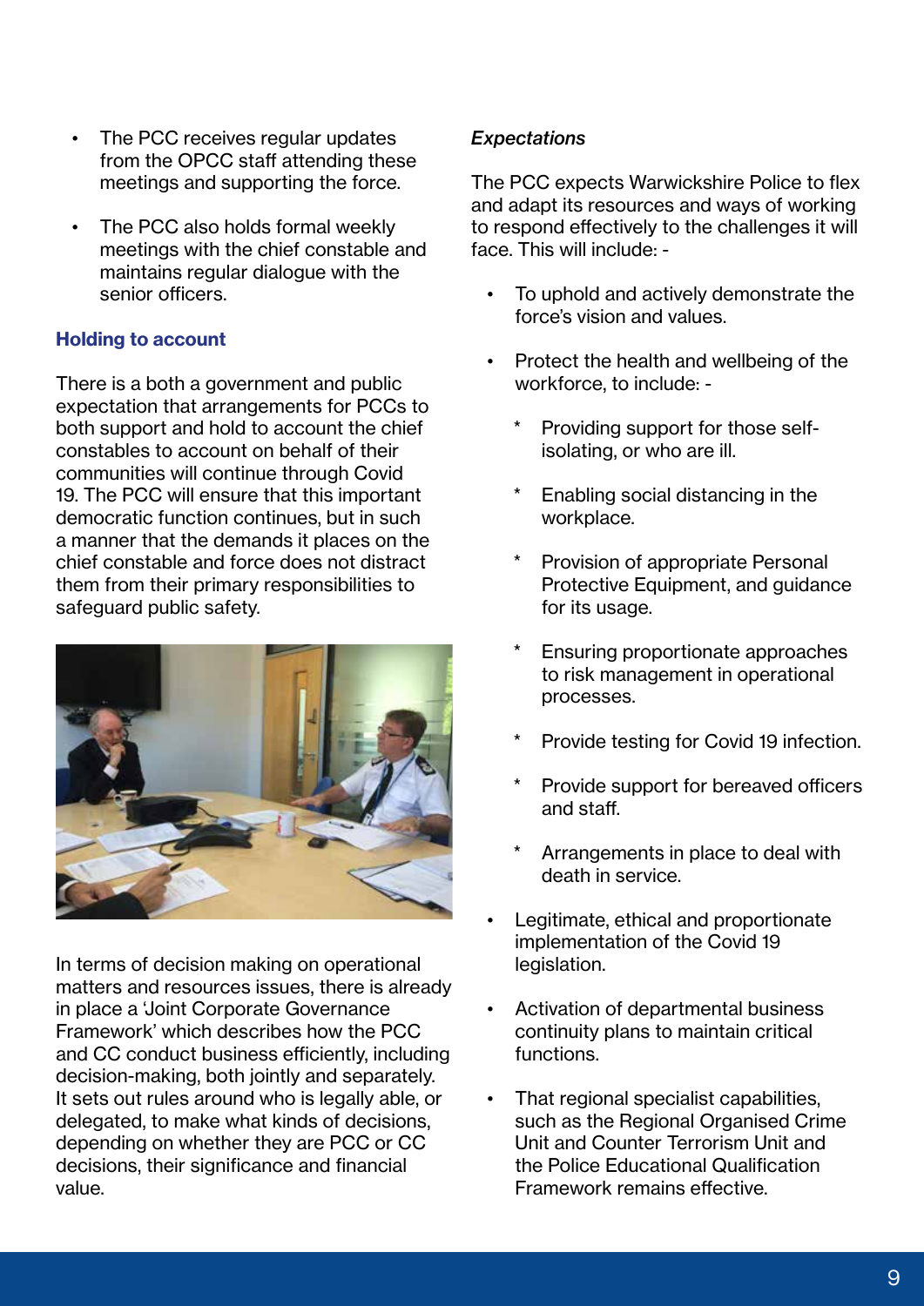- The PCC receives regular updates from the OPCC staff attending these meetings and supporting the force.

- The PCC also holds formal weekly meetings with the chief constable and maintains regular dialogue with the senior officers.

### Holding to account

There is a both a government and public expectation that arrangements for PCCs to both support and hold to account the chief constables to account on behalf of their communities will continue through Covid 19. The PCC will ensure that this important democratic function continues, but in such a manner that the demands it places on the chief constable and force does not distract them from their primary responsibilities to safeguard public safety.

In terms of decision making on operational matters and resources issues, there is already in place a 'Joint Corporate Governance Framework' which describes how the PCC and CC conduct business efficiently, including decision-making, both jointly and separately. It sets out rules around who is legally able, or delegated, to make what kinds of decisions, depending on whether they are PCC or CC decisions, their significance and financial value.

*Expectations*

The PCC expects Warwickshire Police to flex and adapt its resources and ways of working to respond effectively to the challenges it will face. This will include: -

- To uphold and actively demonstrate the force's vision and values.

- Protect the health and wellbeing of the workforce, to include: -

    * Providing support for those self-isolating, or who are ill.

    * Enabling social distancing in the workplace.

    * Provision of appropriate Personal Protective Equipment, and guidance for its usage.

    * Ensuring proportionate approaches to risk management in operational processes.

    * Provide testing for Covid 19 infection.

    * Provide support for bereaved officers and staff.

    * Arrangements in place to deal with death in service.

- Legitimate, ethical and proportionate implementation of the Covid 19 legislation.

- Activation of departmental business continuity plans to maintain critical functions.

- That regional specialist capabilities, such as the Regional Organised Crime Unit and Counter Terrorism Unit and the Police Educational Qualification Framework remains effective.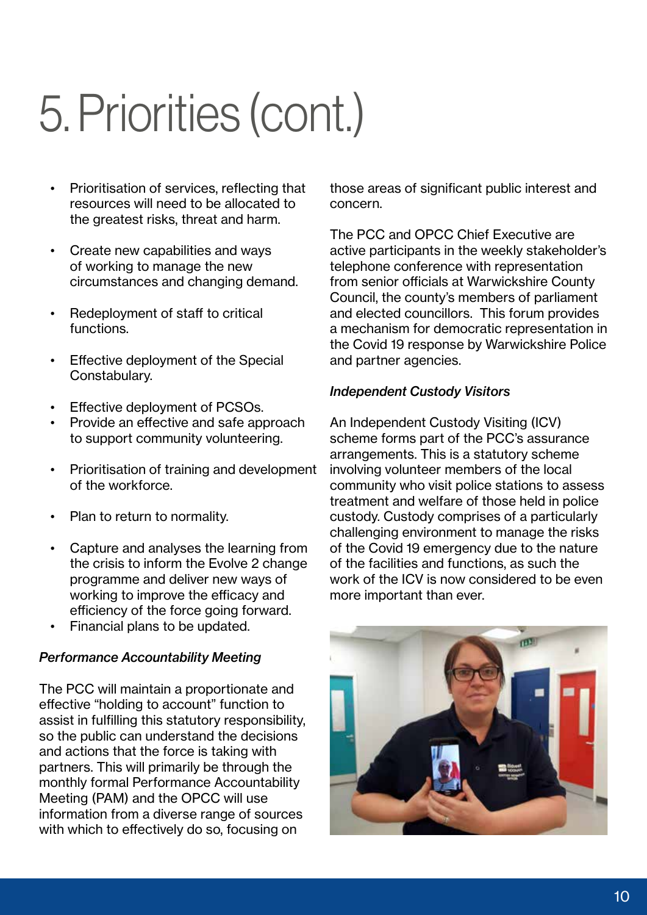# 5. Priorities (cont.)

- Prioritisation of services, reflecting that resources will need to be allocated to the greatest risks, threat and harm.
- Create new capabilities and ways of working to manage the new circumstances and changing demand.
- Redeployment of staff to critical functions.
- Effective deployment of the Special Constabulary.
- Effective deployment of PCSOs.
- Provide an effective and safe approach to support community volunteering.
- Prioritisation of training and development of the workforce.
- Plan to return to normality.
- Capture and analyses the learning from the crisis to inform the Evolve 2 change programme and deliver new ways of working to improve the efficacy and efficiency of the force going forward.
- Financial plans to be updated.

***Performance Accountability Meeting***

The PCC will maintain a proportionate and effective "holding to account" function to assist in fulfilling this statutory responsibility, so the public can understand the decisions and actions that the force is taking with partners. This will primarily be through the monthly formal Performance Accountability Meeting (PAM) and the OPCC will use information from a diverse range of sources with which to effectively do so, focusing on those areas of significant public interest and concern.

The PCC and OPCC Chief Executive are active participants in the weekly stakeholder's telephone conference with representation from senior officials at Warwickshire County Council, the county's members of parliament and elected councillors. This forum provides a mechanism for democratic representation in the Covid 19 response by Warwickshire Police and partner agencies.

***Independent Custody Visitors***

An Independent Custody Visiting (ICV) scheme forms part of the PCC's assurance arrangements. This is a statutory scheme involving volunteer members of the local community who visit police stations to assess treatment and welfare of those held in police custody. Custody comprises of a particularly challenging environment to manage the risks of the Covid 19 emergency due to the nature of the facilities and functions, as such the work of the ICV is now considered to be even more important than ever.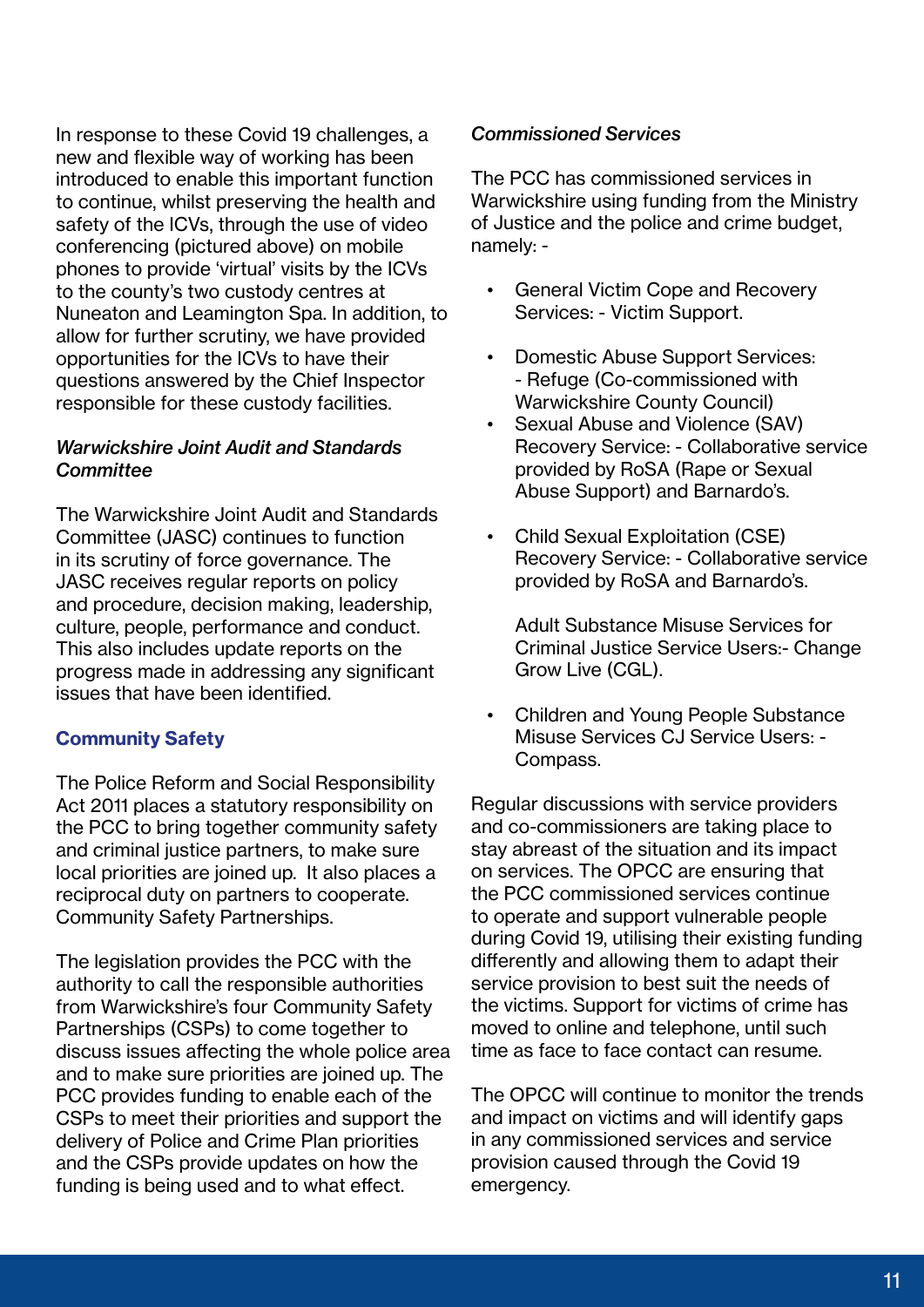In response to these Covid 19 challenges, a new and flexible way of working has been introduced to enable this important function to continue, whilst preserving the health and safety of the ICVs, through the use of video conferencing (pictured above) on mobile phones to provide 'virtual' visits by the ICVs to the county's two custody centres at Nuneaton and Leamington Spa. In addition, to allow for further scrutiny, we have provided opportunities for the ICVs to have their questions answered by the Chief Inspector responsible for these custody facilities.

***Warwickshire Joint Audit and Standards Committee***

The Warwickshire Joint Audit and Standards Committee (JASC) continues to function in its scrutiny of force governance. The JASC receives regular reports on policy and procedure, decision making, leadership, culture, people, performance and conduct. This also includes update reports on the progress made in addressing any significant issues that have been identified.

## Community Safety

The Police Reform and Social Responsibility Act 2011 places a statutory responsibility on the PCC to bring together community safety and criminal justice partners, to make sure local priorities are joined up. It also places a reciprocal duty on partners to cooperate. Community Safety Partnerships.

The legislation provides the PCC with the authority to call the responsible authorities from Warwickshire's four Community Safety Partnerships (CSPs) to come together to discuss issues affecting the whole police area and to make sure priorities are joined up. The PCC provides funding to enable each of the CSPs to meet their priorities and support the delivery of Police and Crime Plan priorities and the CSPs provide updates on how the funding is being used and to what effect.

***Commissioned Services***

The PCC has commissioned services in Warwickshire using funding from the Ministry of Justice and the police and crime budget, namely: -

- General Victim Cope and Recovery Services: - Victim Support.
- Domestic Abuse Support Services: - Refuge (Co-commissioned with Warwickshire County Council)
- Sexual Abuse and Violence (SAV) Recovery Service: - Collaborative service provided by RoSA (Rape or Sexual Abuse Support) and Barnardo's.
- Child Sexual Exploitation (CSE) Recovery Service: - Collaborative service provided by RoSA and Barnardo's.

  Adult Substance Misuse Services for Criminal Justice Service Users:- Change Grow Live (CGL).
- Children and Young People Substance Misuse Services CJ Service Users: - Compass.

Regular discussions with service providers and co-commissioners are taking place to stay abreast of the situation and its impact on services. The OPCC are ensuring that the PCC commissioned services continue to operate and support vulnerable people during Covid 19, utilising their existing funding differently and allowing them to adapt their service provision to best suit the needs of the victims. Support for victims of crime has moved to online and telephone, until such time as face to face contact can resume.

The OPCC will continue to monitor the trends and impact on victims and will identify gaps in any commissioned services and service provision caused through the Covid 19 emergency.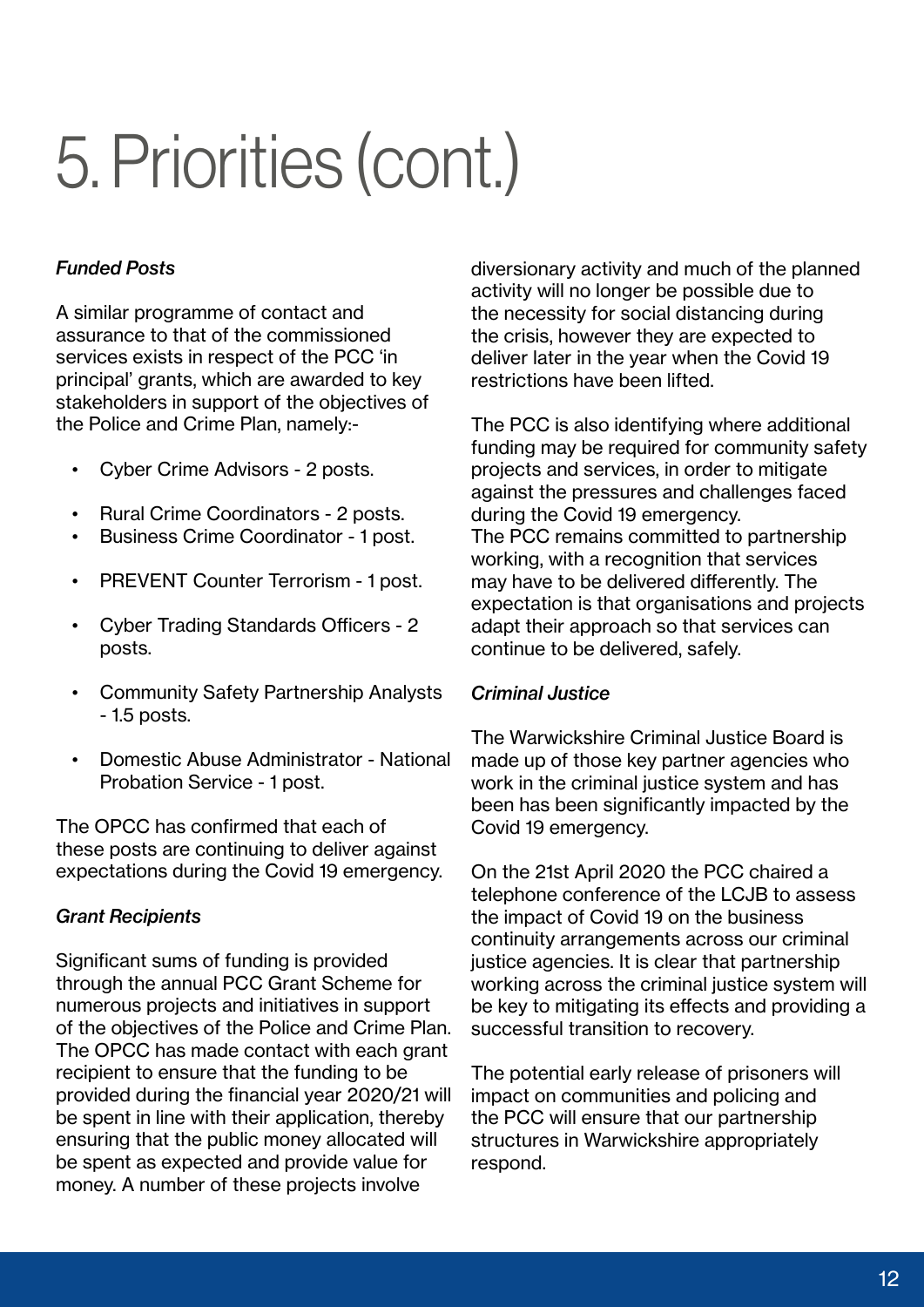# 5. Priorities (cont.)

### *Funded Posts*

A similar programme of contact and assurance to that of the commissioned services exists in respect of the PCC 'in principal' grants, which are awarded to key stakeholders in support of the objectives of the Police and Crime Plan, namely:-

- Cyber Crime Advisors - 2 posts.
- Rural Crime Coordinators - 2 posts.
- Business Crime Coordinator - 1 post.
- PREVENT Counter Terrorism - 1 post.
- Cyber Trading Standards Officers - 2 posts.
- Community Safety Partnership Analysts - 1.5 posts.
- Domestic Abuse Administrator - National Probation Service - 1 post.

The OPCC has confirmed that each of these posts are continuing to deliver against expectations during the Covid 19 emergency.

### *Grant Recipients*

Significant sums of funding is provided through the annual PCC Grant Scheme for numerous projects and initiatives in support of the objectives of the Police and Crime Plan. The OPCC has made contact with each grant recipient to ensure that the funding to be provided during the financial year 2020/21 will be spent in line with their application, thereby ensuring that the public money allocated will be spent as expected and provide value for money. A number of these projects involve diversionary activity and much of the planned activity will no longer be possible due to the necessity for social distancing during the crisis, however they are expected to deliver later in the year when the Covid 19 restrictions have been lifted.

The PCC is also identifying where additional funding may be required for community safety projects and services, in order to mitigate against the pressures and challenges faced during the Covid 19 emergency.
The PCC remains committed to partnership working, with a recognition that services may have to be delivered differently. The expectation is that organisations and projects adapt their approach so that services can continue to be delivered, safely.

### *Criminal Justice*

The Warwickshire Criminal Justice Board is made up of those key partner agencies who work in the criminal justice system and has been has been significantly impacted by the Covid 19 emergency.

On the 21st April 2020 the PCC chaired a telephone conference of the LCJB to assess the impact of Covid 19 on the business continuity arrangements across our criminal justice agencies. It is clear that partnership working across the criminal justice system will be key to mitigating its effects and providing a successful transition to recovery.

The potential early release of prisoners will impact on communities and policing and the PCC will ensure that our partnership structures in Warwickshire appropriately respond.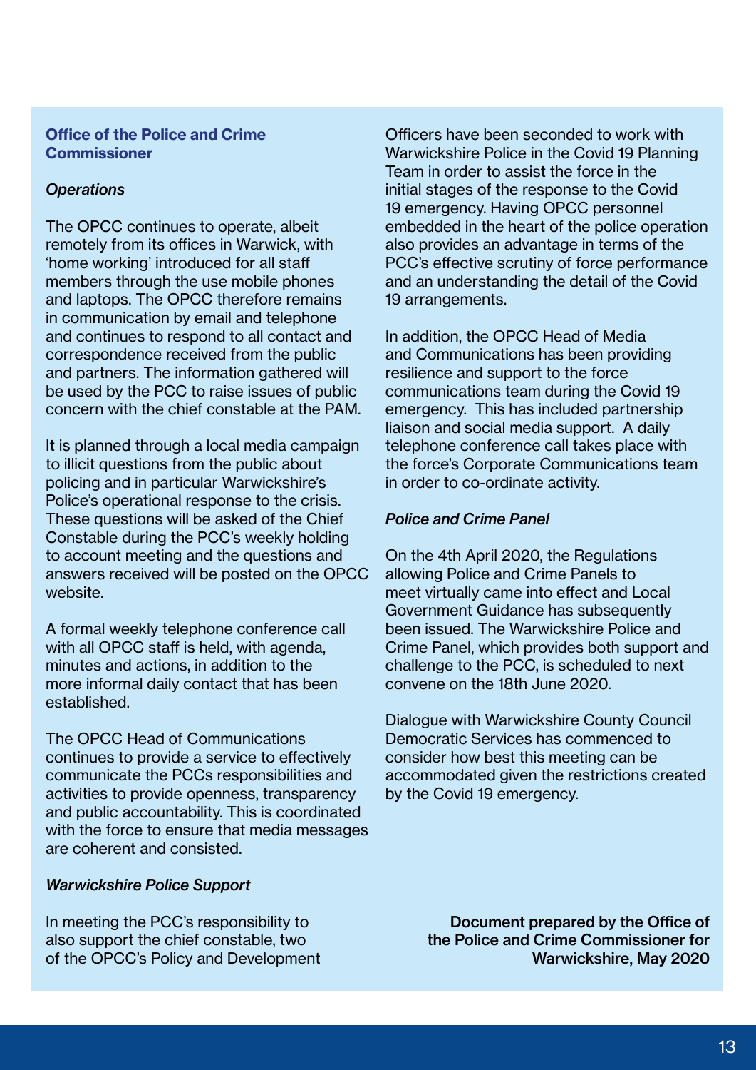**Office of the Police and Crime Commissioner**

*Operations*

The OPCC continues to operate, albeit remotely from its offices in Warwick, with 'home working' introduced for all staff members through the use mobile phones and laptops. The OPCC therefore remains in communication by email and telephone and continues to respond to all contact and correspondence received from the public and partners. The information gathered will be used by the PCC to raise issues of public concern with the chief constable at the PAM.

It is planned through a local media campaign to illicit questions from the public about policing and in particular Warwickshire's Police's operational response to the crisis. These questions will be asked of the Chief Constable during the PCC's weekly holding to account meeting and the questions and answers received will be posted on the OPCC website.

A formal weekly telephone conference call with all OPCC staff is held, with agenda, minutes and actions, in addition to the more informal daily contact that has been established.

The OPCC Head of Communications continues to provide a service to effectively communicate the PCCs responsibilities and activities to provide openness, transparency and public accountability. This is coordinated with the force to ensure that media messages are coherent and consisted.

*Warwickshire Police Support*

In meeting the PCC's responsibility to also support the chief constable, two of the OPCC's Policy and Development Officers have been seconded to work with Warwickshire Police in the Covid 19 Planning Team in order to assist the force in the initial stages of the response to the Covid 19 emergency. Having OPCC personnel embedded in the heart of the police operation also provides an advantage in terms of the PCC's effective scrutiny of force performance and an understanding the detail of the Covid 19 arrangements.

In addition, the OPCC Head of Media and Communications has been providing resilience and support to the force communications team during the Covid 19 emergency. This has included partnership liaison and social media support. A daily telephone conference call takes place with the force's Corporate Communications team in order to co-ordinate activity.

*Police and Crime Panel*

On the 4th April 2020, the Regulations allowing Police and Crime Panels to meet virtually came into effect and Local Government Guidance has subsequently been issued. The Warwickshire Police and Crime Panel, which provides both support and challenge to the PCC, is scheduled to next convene on the 18th June 2020.

Dialogue with Warwickshire County Council Democratic Services has commenced to consider how best this meeting can be accommodated given the restrictions created by the Covid 19 emergency.

**Document prepared by the Office of the Police and Crime Commissioner for Warwickshire, May 2020**